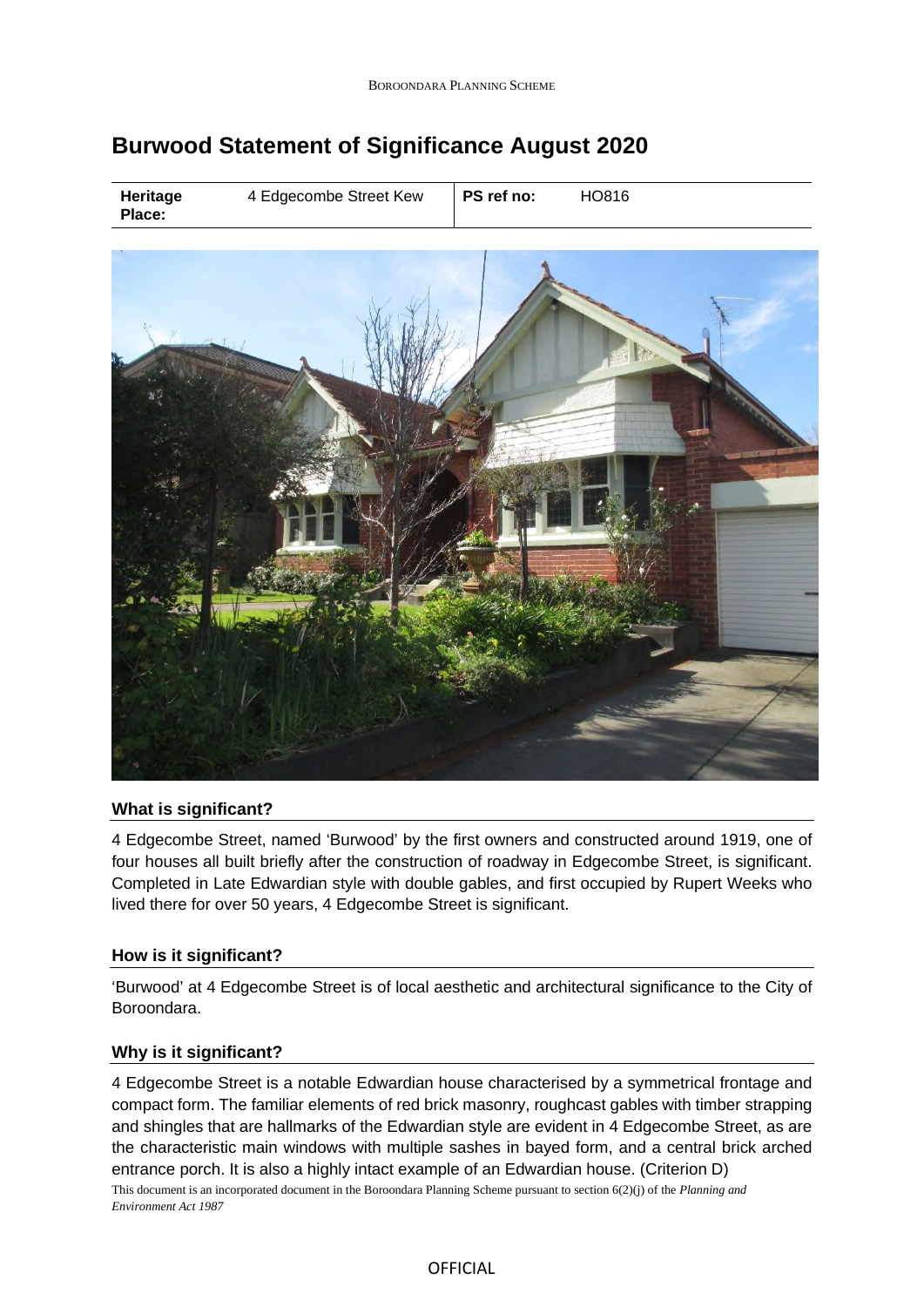# Burwood Statement of Significance August 2020

| **Heritage Place:** | 4 Edgecombe Street Kew | **PS ref no:** | HO816 |
| --- | --- | --- | --- |

## What is significant?

4 Edgecombe Street, named 'Burwood' by the first owners and constructed around 1919, one of four houses all built briefly after the construction of roadway in Edgecombe Street, is significant. Completed in Late Edwardian style with double gables, and first occupied by Rupert Weeks who lived there for over 50 years, 4 Edgecombe Street is significant.

## How is it significant?

'Burwood' at 4 Edgecombe Street is of local aesthetic and architectural significance to the City of Boroondara.

## Why is it significant?

4 Edgecombe Street is a notable Edwardian house characterised by a symmetrical frontage and compact form. The familiar elements of red brick masonry, roughcast gables with timber strapping and shingles that are hallmarks of the Edwardian style are evident in 4 Edgecombe Street, as are the characteristic main windows with multiple sashes in bayed form, and a central brick arched entrance porch. It is also a highly intact example of an Edwardian house. (Criterion D)

This document is an incorporated document in the Boroondara Planning Scheme pursuant to section 6(2)(j) of the *Planning and Environment Act 1987*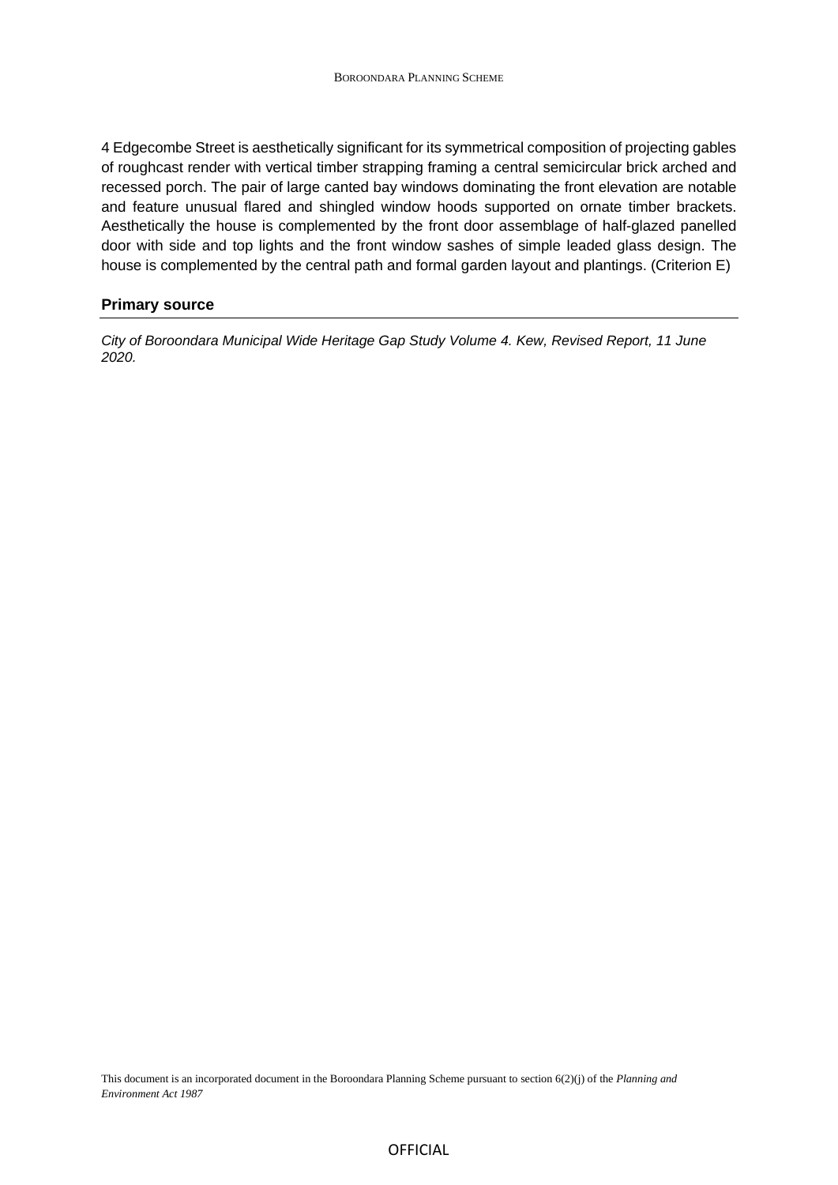4 Edgecombe Street is aesthetically significant for its symmetrical composition of projecting gables of roughcast render with vertical timber strapping framing a central semicircular brick arched and recessed porch. The pair of large canted bay windows dominating the front elevation are notable and feature unusual flared and shingled window hoods supported on ornate timber brackets. Aesthetically the house is complemented by the front door assemblage of half-glazed panelled door with side and top lights and the front window sashes of simple leaded glass design. The house is complemented by the central path and formal garden layout and plantings. (Criterion E)

## Primary source

*City of Boroondara Municipal Wide Heritage Gap Study Volume 4. Kew, Revised Report, 11 June 2020.*

This document is an incorporated document in the Boroondara Planning Scheme pursuant to section 6(2)(j) of the *Planning and Environment Act 1987*